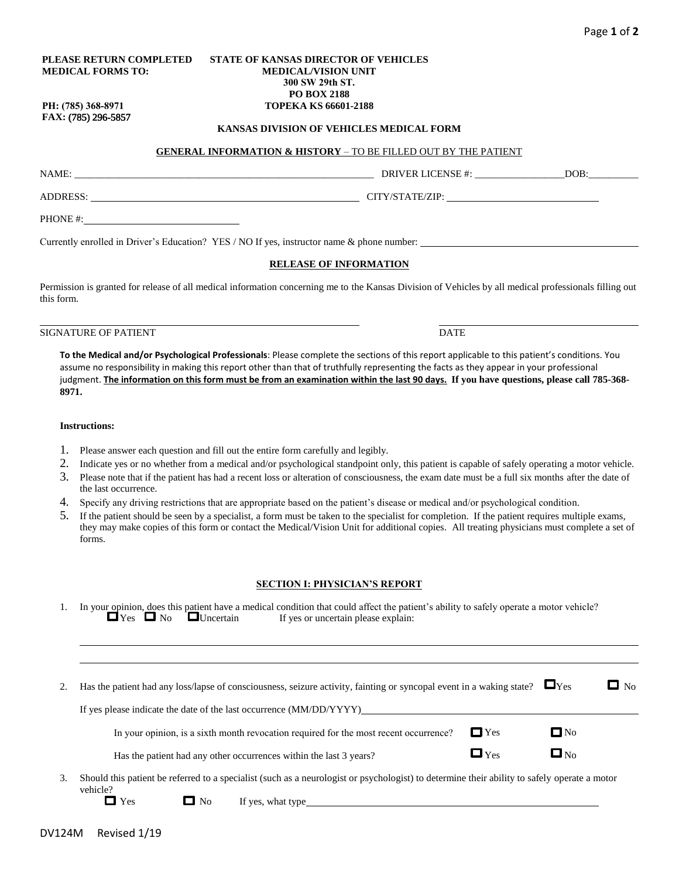**PLEASE RETURN COMPLETED MEDICAL FORMS TO:**

**STATE OF KANSAS DIRECTOR OF VEHICLES**
**MEDICAL/VISION UNIT**
**300 SW 29th ST.**
**PO BOX 2188**
**TOPEKA KS 66601-2188**

**PH: (785) 368-8971**
**FAX: (785) 296-5857**

## KANSAS DIVISION OF VEHICLES MEDICAL FORM

**GENERAL INFORMATION & HISTORY** – TO BE FILLED OUT BY THE PATIENT

NAME: ______________________________ DRIVER LICENSE #: _________________ DOB: __________

ADDRESS: ______________________________ CITY/STATE/ZIP: ______________________________

PHONE #: ______________________________

Currently enrolled in Driver's Education? YES / NO If yes, instructor name & phone number: ______________________________

### RELEASE OF INFORMATION

Permission is granted for release of all medical information concerning me to the Kansas Division of Vehicles by all medical professionals filling out this form.

______________________________ ______________________________
SIGNATURE OF PATIENT DATE

**To the Medical and/or Psychological Professionals**: Please complete the sections of this report applicable to this patient's conditions. You assume no responsibility in making this report other than that of truthfully representing the facts as they appear in your professional judgment. **The information on this form must be from an examination within the last 90 days. If you have questions, please call 785-368-8971.**

**Instructions:**

1. Please answer each question and fill out the entire form carefully and legibly.
2. Indicate yes or no whether from a medical and/or psychological standpoint only, this patient is capable of safely operating a motor vehicle.
3. Please note that if the patient has had a recent loss or alteration of consciousness, the exam date must be a full six months after the date of the last occurrence.
4. Specify any driving restrictions that are appropriate based on the patient's disease or medical and/or psychological condition.
5. If the patient should be seen by a specialist, a form must be taken to the specialist for completion. If the patient requires multiple exams, they may make copies of this form or contact the Medical/Vision Unit for additional copies. All treating physicians must complete a set of forms.

### SECTION I: PHYSICIAN'S REPORT

1. In your opinion, does this patient have a medical condition that could affect the patient's ability to safely operate a motor vehicle?
   ☐ Yes ☐ No ☐ Uncertain If yes or uncertain please explain:

   ______________________________________________________________________

   ______________________________________________________________________

2. Has the patient had any loss/lapse of consciousness, seizure activity, fainting or syncopal event in a waking state? ☐ Yes ☐ No

   If yes please indicate the date of the last occurrence (MM/DD/YYYY) ______________________________

   In your opinion, is a sixth month revocation required for the most recent occurrence? ☐ Yes ☐ No

   Has the patient had any other occurrences within the last 3 years? ☐ Yes ☐ No

3. Should this patient be referred to a specialist (such as a neurologist or psychologist) to determine their ability to safely operate a motor vehicle?
   ☐ Yes ☐ No If yes, what type ______________________________

DV124M Revised 1/19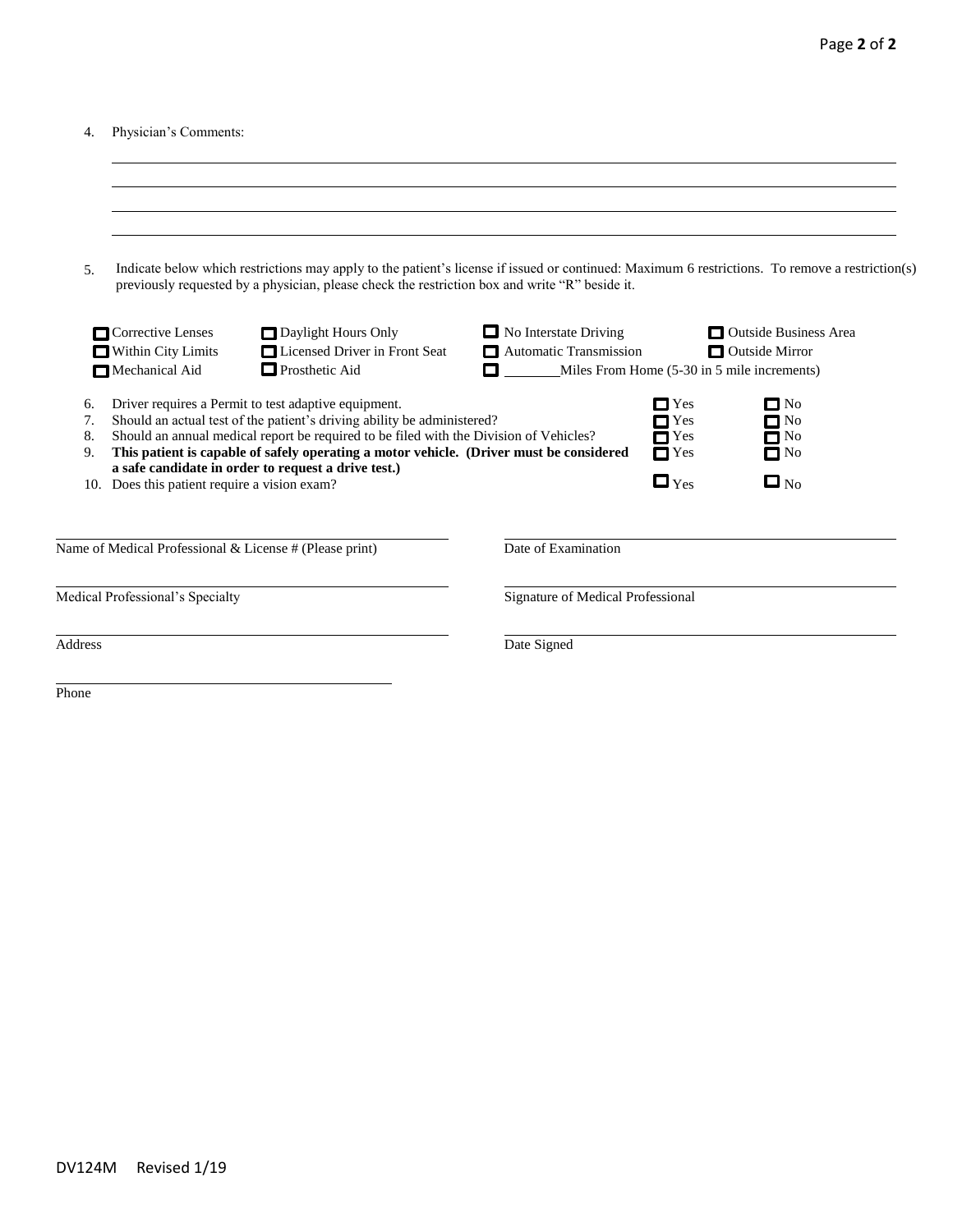4. Physician's Comments:

\_\_\_\_\_\_\_\_\_\_\_\_\_\_\_\_\_\_\_\_\_\_\_\_\_\_\_\_\_\_\_\_\_\_\_\_\_\_\_\_\_\_\_\_\_\_\_\_\_\_\_\_\_\_\_\_\_\_\_\_\_\_\_\_\_\_\_\_\_\_\_\_\_\_\_\_

\_\_\_\_\_\_\_\_\_\_\_\_\_\_\_\_\_\_\_\_\_\_\_\_\_\_\_\_\_\_\_\_\_\_\_\_\_\_\_\_\_\_\_\_\_\_\_\_\_\_\_\_\_\_\_\_\_\_\_\_\_\_\_\_\_\_\_\_\_\_\_\_\_\_\_\_

\_\_\_\_\_\_\_\_\_\_\_\_\_\_\_\_\_\_\_\_\_\_\_\_\_\_\_\_\_\_\_\_\_\_\_\_\_\_\_\_\_\_\_\_\_\_\_\_\_\_\_\_\_\_\_\_\_\_\_\_\_\_\_\_\_\_\_\_\_\_\_\_\_\_\_\_

\_\_\_\_\_\_\_\_\_\_\_\_\_\_\_\_\_\_\_\_\_\_\_\_\_\_\_\_\_\_\_\_\_\_\_\_\_\_\_\_\_\_\_\_\_\_\_\_\_\_\_\_\_\_\_\_\_\_\_\_\_\_\_\_\_\_\_\_\_\_\_\_\_\_\_\_

5. Indicate below which restrictions may apply to the patient's license if issued or continued: Maximum 6 restrictions. To remove a restriction(s) previously requested by a physician, please check the restriction box and write "R" beside it.

| | | | |
|---|---|---|---|
| ☐ Corrective Lenses | ☐ Daylight Hours Only | ☐ No Interstate Driving | ☐ Outside Business Area |
| ☐ Within City Limits | ☐ Licensed Driver in Front Seat | ☐ Automatic Transmission | ☐ Outside Mirror |
| ☐ Mechanical Aid | ☐ Prosthetic Aid | ☐ \_\_\_\_\_\_\_\_ Miles From Home (5-30 in 5 mile increments) | |

| | | | |
|---|---|---|---|
| 6. | Driver requires a Permit to test adaptive equipment. | ☐ Yes | ☐ No |
| 7. | Should an actual test of the patient's driving ability be administered? | ☐ Yes | ☐ No |
| 8. | Should an annual medical report be required to be filed with the Division of Vehicles? | ☐ Yes | ☐ No |
| 9. | **This patient is capable of safely operating a motor vehicle. (Driver must be considered a safe candidate in order to request a drive test.)** | ☐ Yes | ☐ No |
| 10. | Does this patient require a vision exam? | ☐ Yes | ☐ No |

\_\_\_\_\_\_\_\_\_\_\_\_\_\_\_\_\_\_\_\_\_\_\_\_\_\_\_\_\_\_\_\_\_\_\_\_\_\_\_\_
Name of Medical Professional & License # (Please print)

\_\_\_\_\_\_\_\_\_\_\_\_\_\_\_\_\_\_\_\_\_\_\_\_\_\_\_\_\_\_\_\_\_\_\_\_\_\_\_\_
Date of Examination

\_\_\_\_\_\_\_\_\_\_\_\_\_\_\_\_\_\_\_\_\_\_\_\_\_\_\_\_\_\_\_\_\_\_\_\_\_\_\_\_
Medical Professional's Specialty

\_\_\_\_\_\_\_\_\_\_\_\_\_\_\_\_\_\_\_\_\_\_\_\_\_\_\_\_\_\_\_\_\_\_\_\_\_\_\_\_
Signature of Medical Professional

\_\_\_\_\_\_\_\_\_\_\_\_\_\_\_\_\_\_\_\_\_\_\_\_\_\_\_\_\_\_\_\_\_\_\_\_\_\_\_\_
Address

\_\_\_\_\_\_\_\_\_\_\_\_\_\_\_\_\_\_\_\_\_\_\_\_\_\_\_\_\_\_\_\_\_\_\_\_\_\_\_\_
Date Signed

\_\_\_\_\_\_\_\_\_\_\_\_\_\_\_\_\_\_\_\_\_\_\_\_\_\_\_\_\_\_\_\_\_\_\_\_\_\_\_\_
Phone

DV124M Revised 1/19